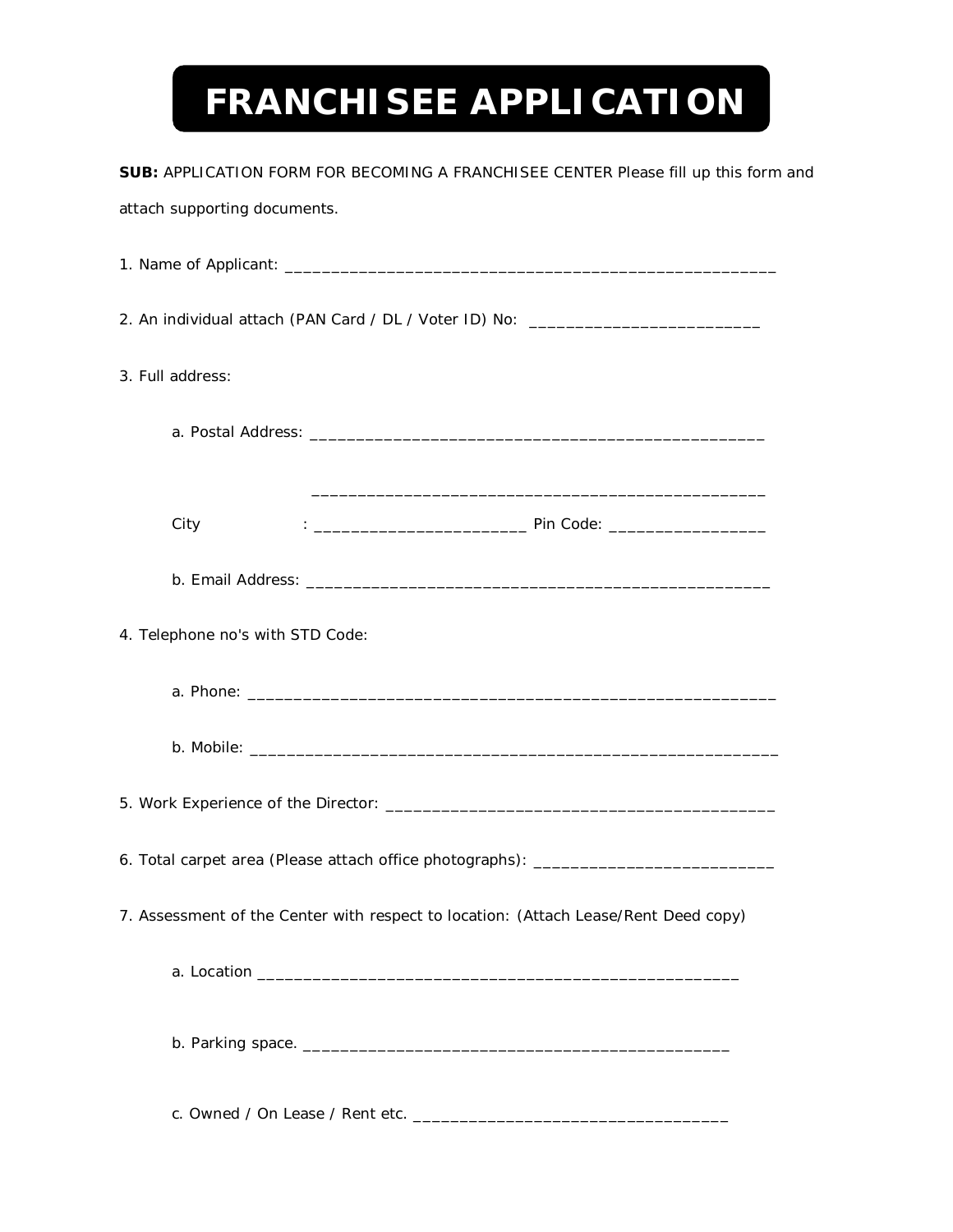# FRANCHISEE APPLICATION

**SUB:** APPLICATION FORM FOR BECOMING A FRANCHISEE CENTER Please fill up this form and attach supporting documents.

1. Name of Applicant: _______________________________________________________

2. An individual attach (PAN Card / DL / Voter ID) No: __________________________

3. Full address:

   a. Postal Address: ___________________________________________________

   ___________________________________________________

   City : ________________________ Pin Code: _________________

   b. Email Address: ____________________________________________________

4. Telephone no's with STD Code:

   a. Phone: __________________________________________________________

   b. Mobile: __________________________________________________________

5. Work Experience of the Director: ____________________________________________

6. Total carpet area (Please attach office photographs): ___________________________

7. Assessment of the Center with respect to location: (Attach Lease/Rent Deed copy)

   a. Location ______________________________________________________

   b. Parking space. ________________________________________________

   c. Owned / On Lease / Rent etc. ___________________________________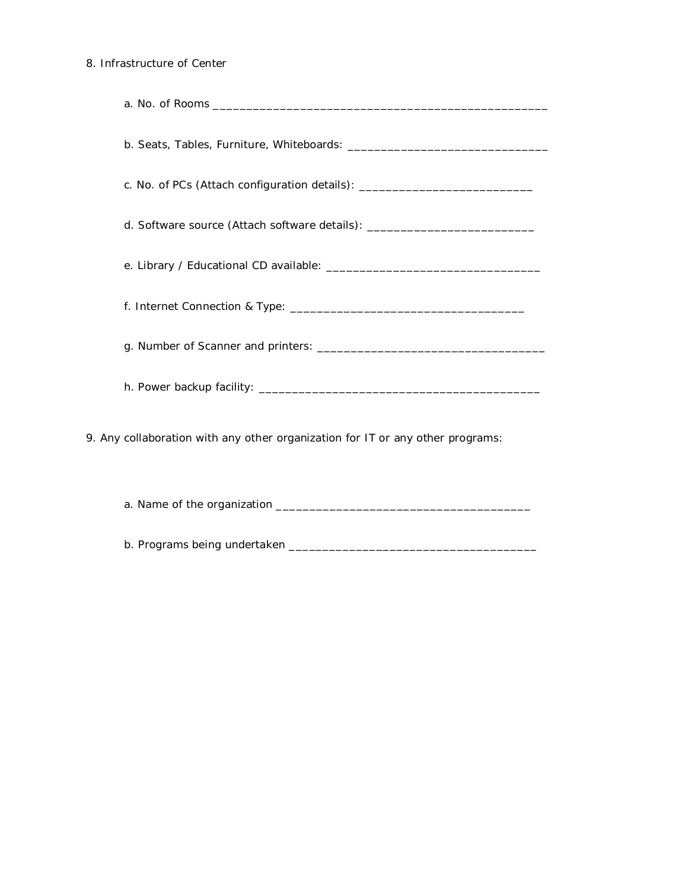8. Infrastructure of Center

   a. No. of Rooms ____________________________________________________

   b. Seats, Tables, Furniture, Whiteboards: _______________________________

   c. No. of PCs (Attach configuration details): ___________________________

   d. Software source (Attach software details): __________________________

   e. Library / Educational CD available: _________________________________

   f. Internet Connection & Type: _____________________________________

   g. Number of Scanner and printers: ___________________________________

   h. Power backup facility: _____________________________________________

9. Any collaboration with any other organization for IT or any other programs:

   a. Name of the organization ________________________________________

   b. Programs being undertaken _______________________________________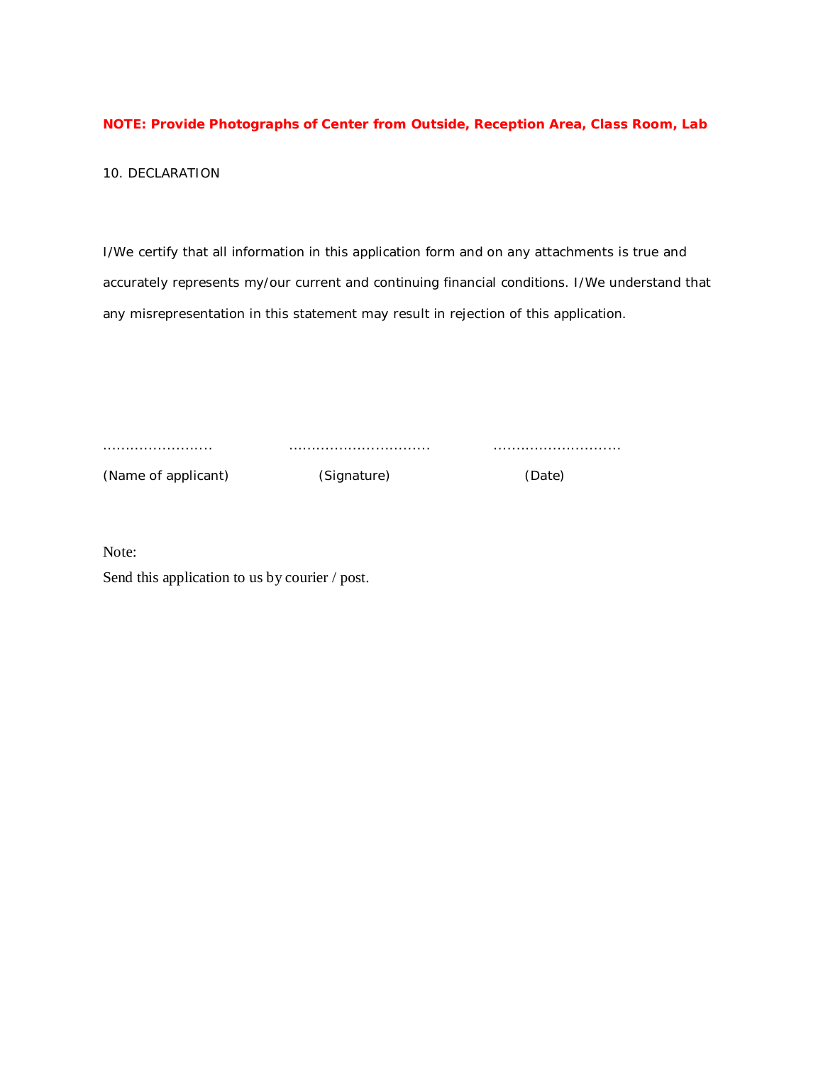**NOTE: Provide Photographs of Center from Outside, Reception Area, Class Room, Lab**

10. DECLARATION

I/We certify that all information in this application form and on any attachments is true and accurately represents my/our current and continuing financial conditions. I/We understand that any misrepresentation in this statement may result in rejection of this application.

| | | |
|---|---|---|
| …………………… | ………………………… | ……………………… |
| (Name of applicant) | (Signature) | (Date) |

Note:

Send this application to us by courier / post.